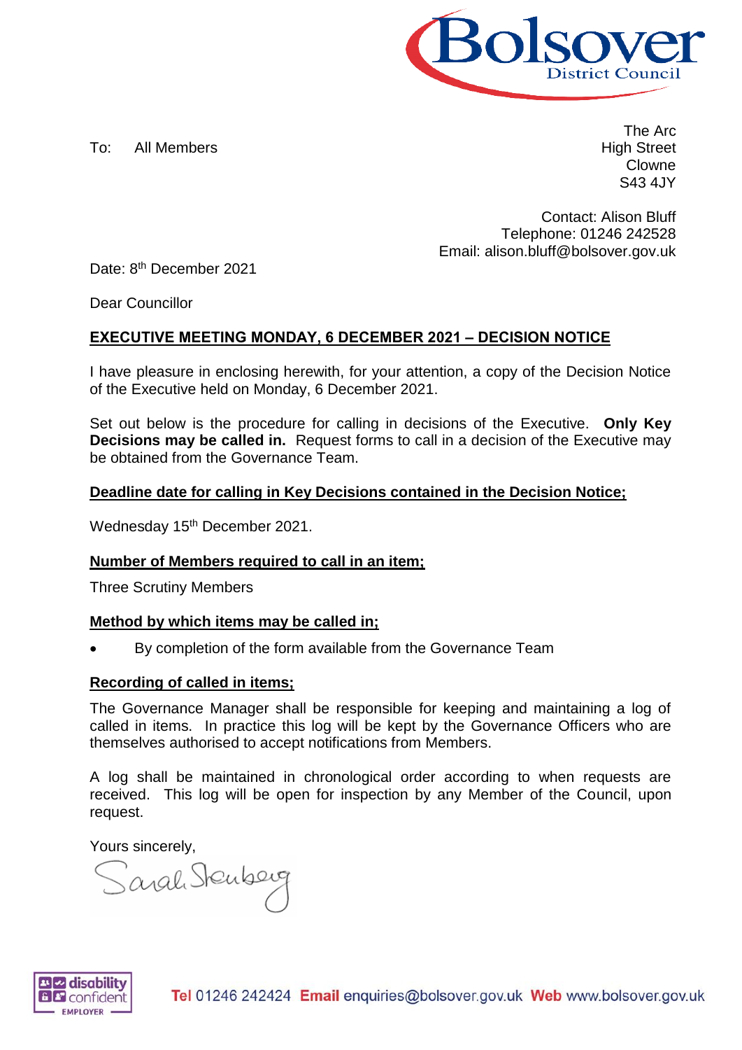Bolsover District Council

To: All Members

The Arc
High Street
Clowne
S43 4JY

Contact: Alison Bluff
Telephone: 01246 242528
Email: alison.bluff@bolsover.gov.uk

Date: 8th December 2021

Dear Councillor

**EXECUTIVE MEETING MONDAY, 6 DECEMBER 2021 – DECISION NOTICE**

I have pleasure in enclosing herewith, for your attention, a copy of the Decision Notice of the Executive held on Monday, 6 December 2021.

Set out below is the procedure for calling in decisions of the Executive. **Only Key Decisions may be called in.** Request forms to call in a decision of the Executive may be obtained from the Governance Team.

**Deadline date for calling in Key Decisions contained in the Decision Notice;**

Wednesday 15th December 2021.

**Number of Members required to call in an item;**

Three Scrutiny Members

**Method by which items may be called in;**

- By completion of the form available from the Governance Team

**Recording of called in items;**

The Governance Manager shall be responsible for keeping and maintaining a log of called in items. In practice this log will be kept by the Governance Officers who are themselves authorised to accept notifications from Members.

A log shall be maintained in chronological order according to when requests are received. This log will be open for inspection by any Member of the Council, upon request.

Yours sincerely,

Sarah Sternberg

disability confident EMPLOYER

Tel 01246 242424 Email enquiries@bolsover.gov.uk Web www.bolsover.gov.uk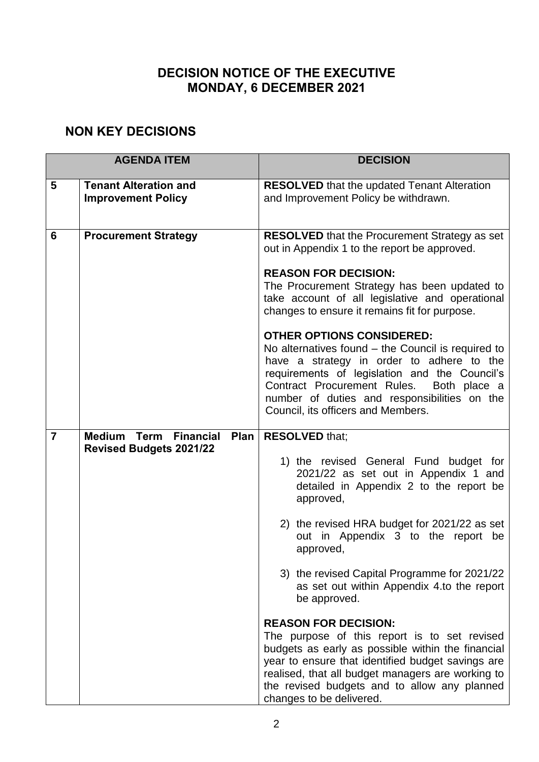# DECISION NOTICE OF THE EXECUTIVE
# MONDAY, 6 DECEMBER 2021

## NON KEY DECISIONS

| AGENDA ITEM | | DECISION |
|---|---|---|
| **5** | **Tenant Alteration and Improvement Policy** | **RESOLVED** that the updated Tenant Alteration and Improvement Policy be withdrawn. |
| **6** | **Procurement Strategy** | **RESOLVED** that the Procurement Strategy as set out in Appendix 1 to the report be approved.<br><br>**REASON FOR DECISION:**<br>The Procurement Strategy has been updated to take account of all legislative and operational changes to ensure it remains fit for purpose.<br><br>**OTHER OPTIONS CONSIDERED:**<br>No alternatives found – the Council is required to have a strategy in order to adhere to the requirements of legislation and the Council's Contract Procurement Rules. Both place a number of duties and responsibilities on the Council, its officers and Members. |
| **7** | **Medium Term Financial Plan Revised Budgets 2021/22** | **RESOLVED** that;<br><br>1) the revised General Fund budget for 2021/22 as set out in Appendix 1 and detailed in Appendix 2 to the report be approved,<br><br>2) the revised HRA budget for 2021/22 as set out in Appendix 3 to the report be approved,<br><br>3) the revised Capital Programme for 2021/22 as set out within Appendix 4.to the report be approved.<br><br>**REASON FOR DECISION:**<br>The purpose of this report is to set revised budgets as early as possible within the financial year to ensure that identified budget savings are realised, that all budget managers are working to the revised budgets and to allow any planned changes to be delivered. |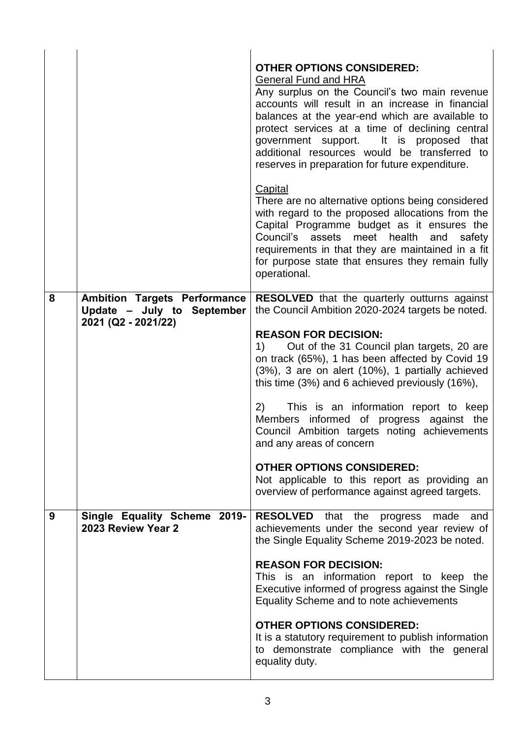| | | |
|---|---|---|
| | | **OTHER OPTIONS CONSIDERED:**<br>General Fund and HRA<br>Any surplus on the Council's two main revenue accounts will result in an increase in financial balances at the year-end which are available to protect services at a time of declining central government support. It is proposed that additional resources would be transferred to reserves in preparation for future expenditure.<br><br>Capital<br>There are no alternative options being considered with regard to the proposed allocations from the Capital Programme budget as it ensures the Council's assets meet health and safety requirements in that they are maintained in a fit for purpose state that ensures they remain fully operational. |
| **8** | **Ambition Targets Performance Update – July to September 2021 (Q2 - 2021/22)** | **RESOLVED** that the quarterly outturns against the Council Ambition 2020-2024 targets be noted.<br><br>**REASON FOR DECISION:**<br>1) Out of the 31 Council plan targets, 20 are on track (65%), 1 has been affected by Covid 19 (3%), 3 are on alert (10%), 1 partially achieved this time (3%) and 6 achieved previously (16%),<br><br>2) This is an information report to keep Members informed of progress against the Council Ambition targets noting achievements and any areas of concern<br><br>**OTHER OPTIONS CONSIDERED:**<br>Not applicable to this report as providing an overview of performance against agreed targets. |
| **9** | **Single Equality Scheme 2019-2023 Review Year 2** | **RESOLVED** that the progress made and achievements under the second year review of the Single Equality Scheme 2019-2023 be noted.<br><br>**REASON FOR DECISION:**<br>This is an information report to keep the Executive informed of progress against the Single Equality Scheme and to note achievements<br><br>**OTHER OPTIONS CONSIDERED:**<br>It is a statutory requirement to publish information to demonstrate compliance with the general equality duty. |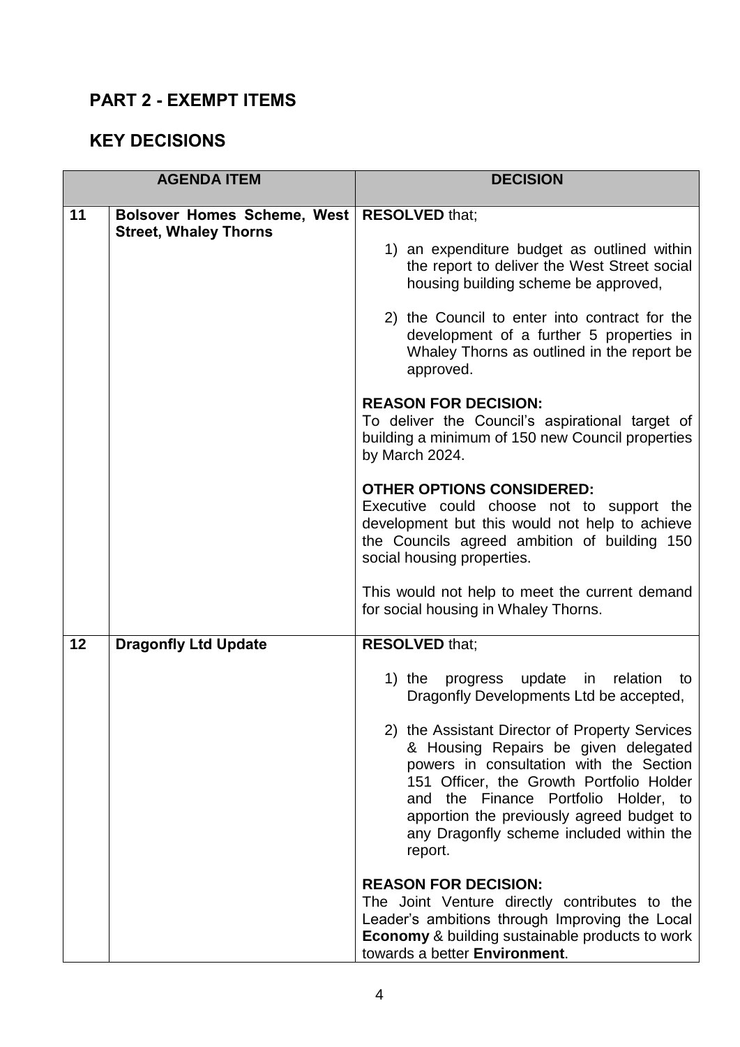## PART 2 - EXEMPT ITEMS

## KEY DECISIONS

| AGENDA ITEM | | DECISION |
|---|---|---|
| 11 | **Bolsover Homes Scheme, West Street, Whaley Thorns** | **RESOLVED** that;<br><br>1) an expenditure budget as outlined within the report to deliver the West Street social housing building scheme be approved,<br><br>2) the Council to enter into contract for the development of a further 5 properties in Whaley Thorns as outlined in the report be approved.<br><br>**REASON FOR DECISION:**<br>To deliver the Council's aspirational target of building a minimum of 150 new Council properties by March 2024.<br><br>**OTHER OPTIONS CONSIDERED:**<br>Executive could choose not to support the development but this would not help to achieve the Councils agreed ambition of building 150 social housing properties.<br><br>This would not help to meet the current demand for social housing in Whaley Thorns. |
| 12 | **Dragonfly Ltd Update** | **RESOLVED** that;<br><br>1) the progress update in relation to Dragonfly Developments Ltd be accepted,<br><br>2) the Assistant Director of Property Services & Housing Repairs be given delegated powers in consultation with the Section 151 Officer, the Growth Portfolio Holder and the Finance Portfolio Holder, to apportion the previously agreed budget to any Dragonfly scheme included within the report.<br><br>**REASON FOR DECISION:**<br>The Joint Venture directly contributes to the Leader's ambitions through Improving the Local **Economy** & building sustainable products to work towards a better **Environment**. |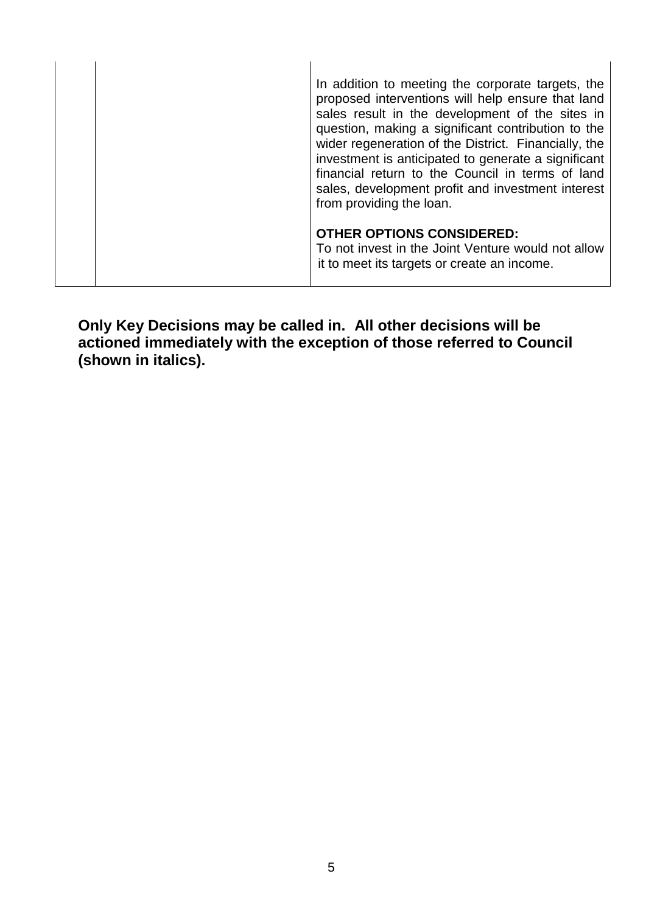| | | |
|---|---|---|
| | | In addition to meeting the corporate targets, the proposed interventions will help ensure that land sales result in the development of the sites in question, making a significant contribution to the wider regeneration of the District. Financially, the investment is anticipated to generate a significant financial return to the Council in terms of land sales, development profit and investment interest from providing the loan.<br><br>**OTHER OPTIONS CONSIDERED:**<br>To not invest in the Joint Venture would not allow it to meet its targets or create an income. |

**Only Key Decisions may be called in. All other decisions will be actioned immediately with the exception of those referred to Council (shown in italics).**